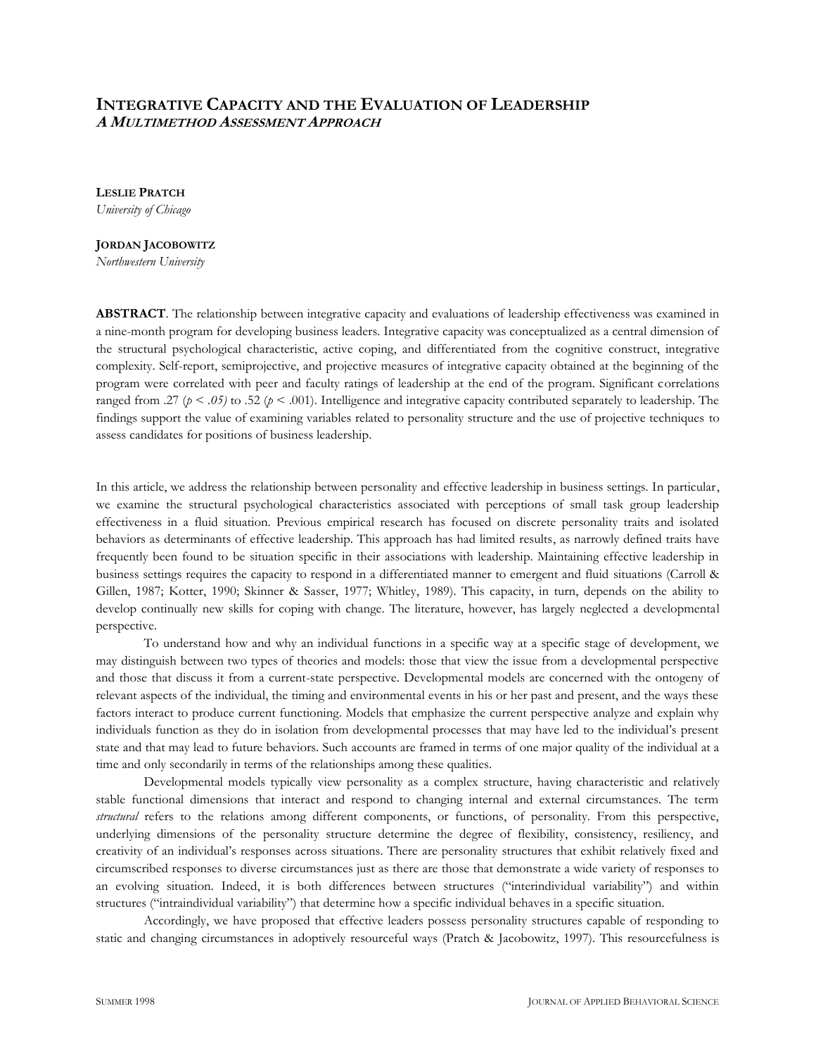# Integrative Capacity and the Evaluation of Leadership

## *A Multimethod Assessment Approach*

**Leslie Pratch**
*University of Chicago*

**Jordan Jacobowitz**
*Northwestern University*

**ABSTRACT**. The relationship between integrative capacity and evaluations of leadership effectiveness was examined in a nine-month program for developing business leaders. Integrative capacity was conceptualized as a central dimension of the structural psychological characteristic, active coping, and differentiated from the cognitive construct, integrative complexity. Self-report, semiprojective, and projective measures of integrative capacity obtained at the beginning of the program were correlated with peer and faculty ratings of leadership at the end of the program. Significant correlations ranged from .27 ($p < .05$) to .52 ($p < .001$). Intelligence and integrative capacity contributed separately to leadership. The findings support the value of examining variables related to personality structure and the use of projective techniques to assess candidates for positions of business leadership.

In this article, we address the relationship between personality and effective leadership in business settings. In particular, we examine the structural psychological characteristics associated with perceptions of small task group leadership effectiveness in a fluid situation. Previous empirical research has focused on discrete personality traits and isolated behaviors as determinants of effective leadership. This approach has had limited results, as narrowly defined traits have frequently been found to be situation specific in their associations with leadership. Maintaining effective leadership in business settings requires the capacity to respond in a differentiated manner to emergent and fluid situations (Carroll & Gillen, 1987; Kotter, 1990; Skinner & Sasser, 1977; Whitley, 1989). This capacity, in turn, depends on the ability to develop continually new skills for coping with change. The literature, however, has largely neglected a developmental perspective.

To understand how and why an individual functions in a specific way at a specific stage of development, we may distinguish between two types of theories and models: those that view the issue from a developmental perspective and those that discuss it from a current-state perspective. Developmental models are concerned with the ontogeny of relevant aspects of the individual, the timing and environmental events in his or her past and present, and the ways these factors interact to produce current functioning. Models that emphasize the current perspective analyze and explain why individuals function as they do in isolation from developmental processes that may have led to the individual's present state and that may lead to future behaviors. Such accounts are framed in terms of one major quality of the individual at a time and only secondarily in terms of the relationships among these qualities.

Developmental models typically view personality as a complex structure, having characteristic and relatively stable functional dimensions that interact and respond to changing internal and external circumstances. The term *structural* refers to the relations among different components, or functions, of personality. From this perspective, underlying dimensions of the personality structure determine the degree of flexibility, consistency, resiliency, and creativity of an individual's responses across situations. There are personality structures that exhibit relatively fixed and circumscribed responses to diverse circumstances just as there are those that demonstrate a wide variety of responses to an evolving situation. Indeed, it is both differences between structures ("interindividual variability") and within structures ("intraindividual variability") that determine how a specific individual behaves in a specific situation.

Accordingly, we have proposed that effective leaders possess personality structures capable of responding to static and changing circumstances in adoptively resourceful ways (Pratch & Jacobowitz, 1997). This resourcefulness is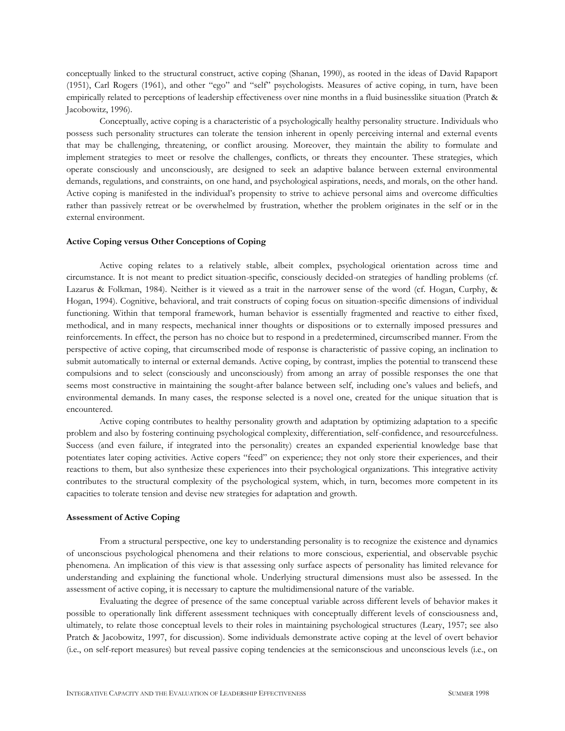conceptually linked to the structural construct, active coping (Shanan, 1990), as rooted in the ideas of David Rapaport (1951), Carl Rogers (1961), and other "ego" and "self" psychologists. Measures of active coping, in turn, have been empirically related to perceptions of leadership effectiveness over nine months in a fluid businesslike situation (Pratch & Jacobowitz, 1996).

Conceptually, active coping is a characteristic of a psychologically healthy personality structure. Individuals who possess such personality structures can tolerate the tension inherent in openly perceiving internal and external events that may be challenging, threatening, or conflict arousing. Moreover, they maintain the ability to formulate and implement strategies to meet or resolve the challenges, conflicts, or threats they encounter. These strategies, which operate consciously and unconsciously, are designed to seek an adaptive balance between external environmental demands, regulations, and constraints, on one hand, and psychological aspirations, needs, and morals, on the other hand. Active coping is manifested in the individual's propensity to strive to achieve personal aims and overcome difficulties rather than passively retreat or be overwhelmed by frustration, whether the problem originates in the self or in the external environment.

### Active Coping versus Other Conceptions of Coping

Active coping relates to a relatively stable, albeit complex, psychological orientation across time and circumstance. It is not meant to predict situation-specific, consciously decided-on strategies of handling problems (cf. Lazarus & Folkman, 1984). Neither is it viewed as a trait in the narrower sense of the word (cf. Hogan, Curphy, & Hogan, 1994). Cognitive, behavioral, and trait constructs of coping focus on situation-specific dimensions of individual functioning. Within that temporal framework, human behavior is essentially fragmented and reactive to either fixed, methodical, and in many respects, mechanical inner thoughts or dispositions or to externally imposed pressures and reinforcements. In effect, the person has no choice but to respond in a predetermined, circumscribed manner. From the perspective of active coping, that circumscribed mode of response is characteristic of passive coping, an inclination to submit automatically to internal or external demands. Active coping, by contrast, implies the potential to transcend these compulsions and to select (consciously and unconsciously) from among an array of possible responses the one that seems most constructive in maintaining the sought-after balance between self, including one's values and beliefs, and environmental demands. In many cases, the response selected is a novel one, created for the unique situation that is encountered.

Active coping contributes to healthy personality growth and adaptation by optimizing adaptation to a specific problem and also by fostering continuing psychological complexity, differentiation, self-confidence, and resourcefulness. Success (and even failure, if integrated into the personality) creates an expanded experiential knowledge base that potentiates later coping activities. Active copers "feed" on experience; they not only store their experiences, and their reactions to them, but also synthesize these experiences into their psychological organizations. This integrative activity contributes to the structural complexity of the psychological system, which, in turn, becomes more competent in its capacities to tolerate tension and devise new strategies for adaptation and growth.

### Assessment of Active Coping

From a structural perspective, one key to understanding personality is to recognize the existence and dynamics of unconscious psychological phenomena and their relations to more conscious, experiential, and observable psychic phenomena. An implication of this view is that assessing only surface aspects of personality has limited relevance for understanding and explaining the functional whole. Underlying structural dimensions must also be assessed. In the assessment of active coping, it is necessary to capture the multidimensional nature of the variable.

Evaluating the degree of presence of the same conceptual variable across different levels of behavior makes it possible to operationally link different assessment techniques with conceptually different levels of consciousness and, ultimately, to relate those conceptual levels to their roles in maintaining psychological structures (Leary, 1957; see also Pratch & Jacobowitz, 1997, for discussion). Some individuals demonstrate active coping at the level of overt behavior (i.e., on self-report measures) but reveal passive coping tendencies at the semiconscious and unconscious levels (i.e., on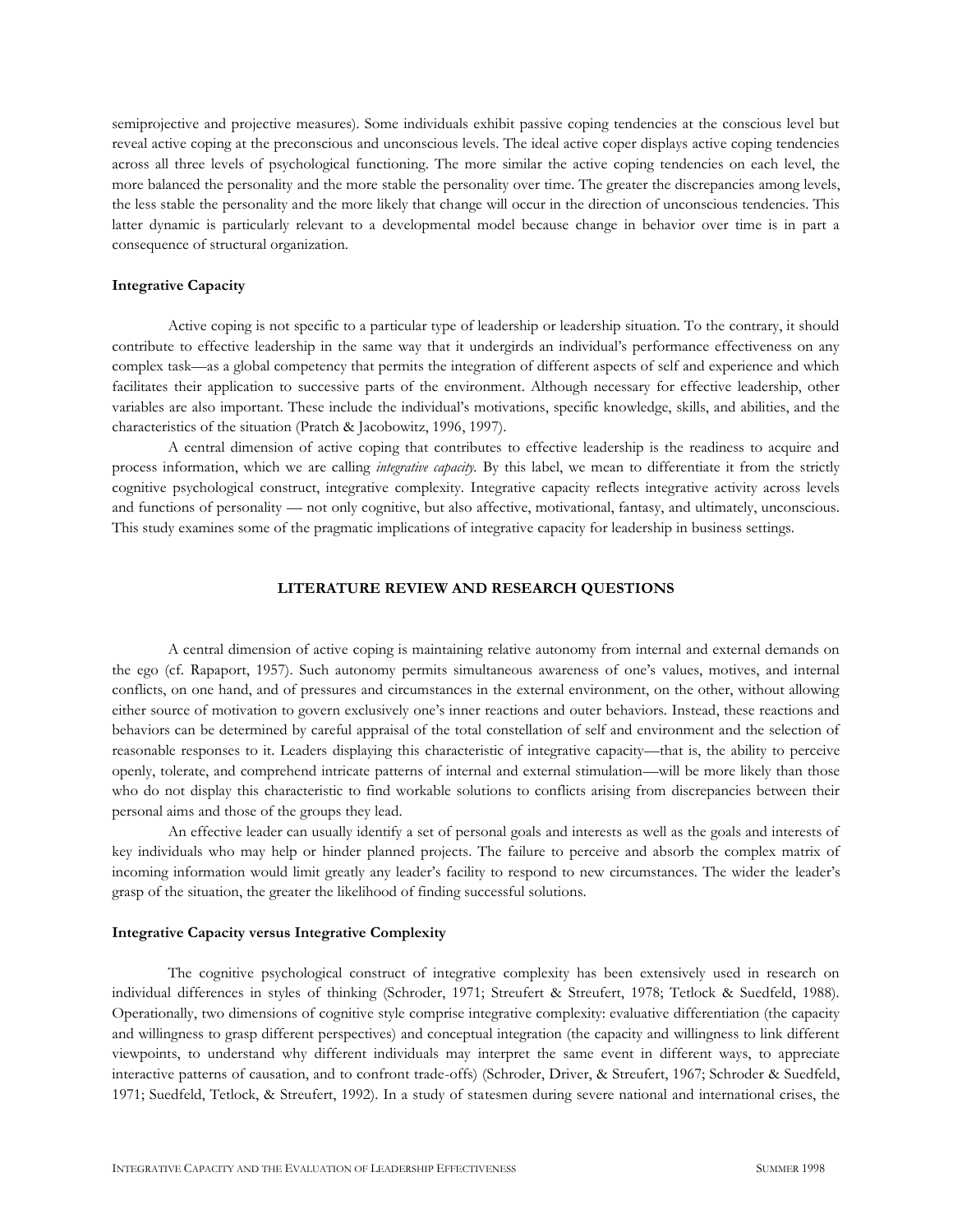semiprojective and projective measures). Some individuals exhibit passive coping tendencies at the conscious level but reveal active coping at the preconscious and unconscious levels. The ideal active coper displays active coping tendencies across all three levels of psychological functioning. The more similar the active coping tendencies on each level, the more balanced the personality and the more stable the personality over time. The greater the discrepancies among levels, the less stable the personality and the more likely that change will occur in the direction of unconscious tendencies. This latter dynamic is particularly relevant to a developmental model because change in behavior over time is in part a consequence of structural organization.

**Integrative Capacity**

Active coping is not specific to a particular type of leadership or leadership situation. To the contrary, it should contribute to effective leadership in the same way that it undergirds an individual's performance effectiveness on any complex task—as a global competency that permits the integration of different aspects of self and experience and which facilitates their application to successive parts of the environment. Although necessary for effective leadership, other variables are also important. These include the individual's motivations, specific knowledge, skills, and abilities, and the characteristics of the situation (Pratch & Jacobowitz, 1996, 1997).

A central dimension of active coping that contributes to effective leadership is the readiness to acquire and process information, which we are calling *integrative capacity*. By this label, we mean to differentiate it from the strictly cognitive psychological construct, integrative complexity. Integrative capacity reflects integrative activity across levels and functions of personality — not only cognitive, but also affective, motivational, fantasy, and ultimately, unconscious. This study examines some of the pragmatic implications of integrative capacity for leadership in business settings.

## LITERATURE REVIEW AND RESEARCH QUESTIONS

A central dimension of active coping is maintaining relative autonomy from internal and external demands on the ego (cf. Rapaport, 1957). Such autonomy permits simultaneous awareness of one's values, motives, and internal conflicts, on one hand, and of pressures and circumstances in the external environment, on the other, without allowing either source of motivation to govern exclusively one's inner reactions and outer behaviors. Instead, these reactions and behaviors can be determined by careful appraisal of the total constellation of self and environment and the selection of reasonable responses to it. Leaders displaying this characteristic of integrative capacity—that is, the ability to perceive openly, tolerate, and comprehend intricate patterns of internal and external stimulation—will be more likely than those who do not display this characteristic to find workable solutions to conflicts arising from discrepancies between their personal aims and those of the groups they lead.

An effective leader can usually identify a set of personal goals and interests as well as the goals and interests of key individuals who may help or hinder planned projects. The failure to perceive and absorb the complex matrix of incoming information would limit greatly any leader's facility to respond to new circumstances. The wider the leader's grasp of the situation, the greater the likelihood of finding successful solutions.

**Integrative Capacity versus Integrative Complexity**

The cognitive psychological construct of integrative complexity has been extensively used in research on individual differences in styles of thinking (Schroder, 1971; Streufert & Streufert, 1978; Tetlock & Suedfeld, 1988). Operationally, two dimensions of cognitive style comprise integrative complexity: evaluative differentiation (the capacity and willingness to grasp different perspectives) and conceptual integration (the capacity and willingness to link different viewpoints, to understand why different individuals may interpret the same event in different ways, to appreciate interactive patterns of causation, and to confront trade-offs) (Schroder, Driver, & Streufert, 1967; Schroder & Suedfeld, 1971; Suedfeld, Tetlock, & Streufert, 1992). In a study of statesmen during severe national and international crises, the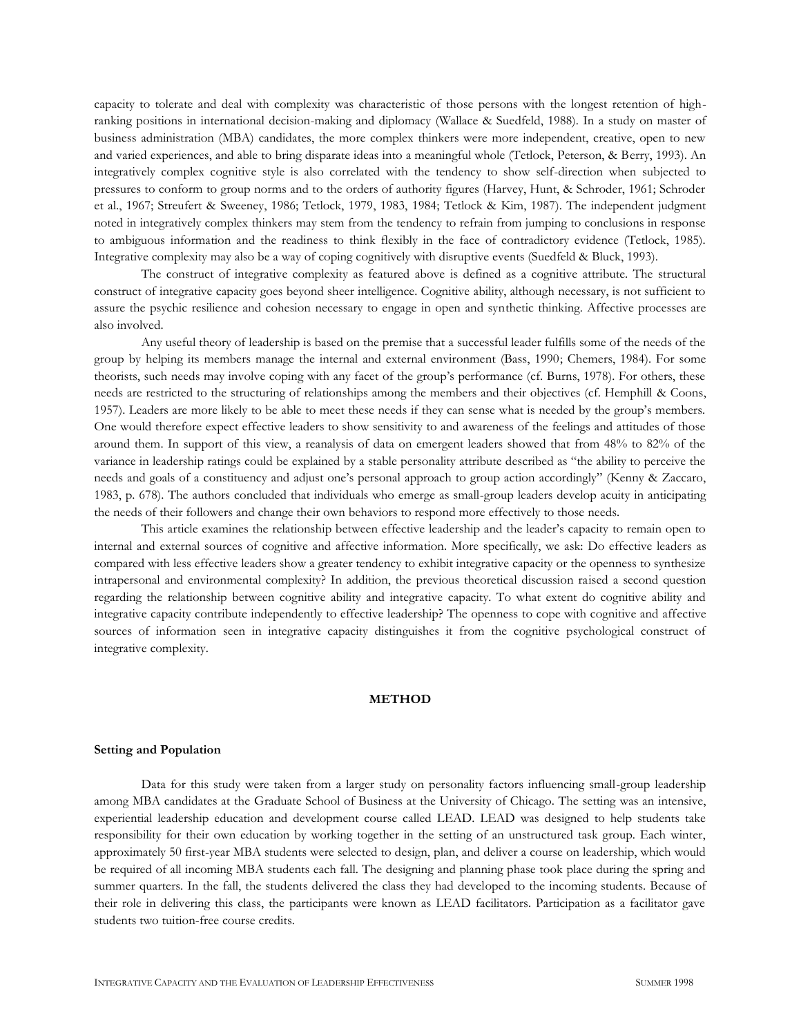capacity to tolerate and deal with complexity was characteristic of those persons with the longest retention of high-ranking positions in international decision-making and diplomacy (Wallace & Suedfeld, 1988). In a study on master of business administration (MBA) candidates, the more complex thinkers were more independent, creative, open to new and varied experiences, and able to bring disparate ideas into a meaningful whole (Tetlock, Peterson, & Berry, 1993). An integratively complex cognitive style is also correlated with the tendency to show self-direction when subjected to pressures to conform to group norms and to the orders of authority figures (Harvey, Hunt, & Schroder, 1961; Schroder et al., 1967; Streufert & Sweeney, 1986; Tetlock, 1979, 1983, 1984; Tetlock & Kim, 1987). The independent judgment noted in integratively complex thinkers may stem from the tendency to refrain from jumping to conclusions in response to ambiguous information and the readiness to think flexibly in the face of contradictory evidence (Tetlock, 1985). Integrative complexity may also be a way of coping cognitively with disruptive events (Suedfeld & Bluck, 1993).

The construct of integrative complexity as featured above is defined as a cognitive attribute. The structural construct of integrative capacity goes beyond sheer intelligence. Cognitive ability, although necessary, is not sufficient to assure the psychic resilience and cohesion necessary to engage in open and synthetic thinking. Affective processes are also involved.

Any useful theory of leadership is based on the premise that a successful leader fulfills some of the needs of the group by helping its members manage the internal and external environment (Bass, 1990; Chemers, 1984). For some theorists, such needs may involve coping with any facet of the group's performance (cf. Burns, 1978). For others, these needs are restricted to the structuring of relationships among the members and their objectives (cf. Hemphill & Coons, 1957). Leaders are more likely to be able to meet these needs if they can sense what is needed by the group's members. One would therefore expect effective leaders to show sensitivity to and awareness of the feelings and attitudes of those around them. In support of this view, a reanalysis of data on emergent leaders showed that from 48% to 82% of the variance in leadership ratings could be explained by a stable personality attribute described as "the ability to perceive the needs and goals of a constituency and adjust one's personal approach to group action accordingly" (Kenny & Zaccaro, 1983, p. 678). The authors concluded that individuals who emerge as small-group leaders develop acuity in anticipating the needs of their followers and change their own behaviors to respond more effectively to those needs.

This article examines the relationship between effective leadership and the leader's capacity to remain open to internal and external sources of cognitive and affective information. More specifically, we ask: Do effective leaders as compared with less effective leaders show a greater tendency to exhibit integrative capacity or the openness to synthesize intrapersonal and environmental complexity? In addition, the previous theoretical discussion raised a second question regarding the relationship between cognitive ability and integrative capacity. To what extent do cognitive ability and integrative capacity contribute independently to effective leadership? The openness to cope with cognitive and affective sources of information seen in integrative capacity distinguishes it from the cognitive psychological construct of integrative complexity.

## METHOD

### Setting and Population

Data for this study were taken from a larger study on personality factors influencing small-group leadership among MBA candidates at the Graduate School of Business at the University of Chicago. The setting was an intensive, experiential leadership education and development course called LEAD. LEAD was designed to help students take responsibility for their own education by working together in the setting of an unstructured task group. Each winter, approximately 50 first-year MBA students were selected to design, plan, and deliver a course on leadership, which would be required of all incoming MBA students each fall. The designing and planning phase took place during the spring and summer quarters. In the fall, the students delivered the class they had developed to the incoming students. Because of their role in delivering this class, the participants were known as LEAD facilitators. Participation as a facilitator gave students two tuition-free course credits.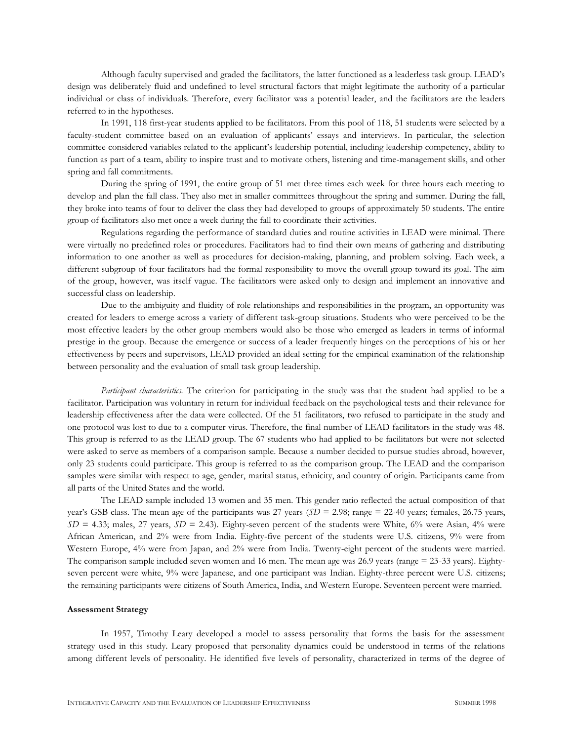Although faculty supervised and graded the facilitators, the latter functioned as a leaderless task group. LEAD's design was deliberately fluid and undefined to level structural factors that might legitimate the authority of a particular individual or class of individuals. Therefore, every facilitator was a potential leader, and the facilitators are the leaders referred to in the hypotheses.

In 1991, 118 first-year students applied to be facilitators. From this pool of 118, 51 students were selected by a faculty-student committee based on an evaluation of applicants' essays and interviews. In particular, the selection committee considered variables related to the applicant's leadership potential, including leadership competency, ability to function as part of a team, ability to inspire trust and to motivate others, listening and time-management skills, and other spring and fall commitments.

During the spring of 1991, the entire group of 51 met three times each week for three hours each meeting to develop and plan the fall class. They also met in smaller committees throughout the spring and summer. During the fall, they broke into teams of four to deliver the class they had developed to groups of approximately 50 students. The entire group of facilitators also met once a week during the fall to coordinate their activities.

Regulations regarding the performance of standard duties and routine activities in LEAD were minimal. There were virtually no predefined roles or procedures. Facilitators had to find their own means of gathering and distributing information to one another as well as procedures for decision-making, planning, and problem solving. Each week, a different subgroup of four facilitators had the formal responsibility to move the overall group toward its goal. The aim of the group, however, was itself vague. The facilitators were asked only to design and implement an innovative and successful class on leadership.

Due to the ambiguity and fluidity of role relationships and responsibilities in the program, an opportunity was created for leaders to emerge across a variety of different task-group situations. Students who were perceived to be the most effective leaders by the other group members would also be those who emerged as leaders in terms of informal prestige in the group. Because the emergence or success of a leader frequently hinges on the perceptions of his or her effectiveness by peers and supervisors, LEAD provided an ideal setting for the empirical examination of the relationship between personality and the evaluation of small task group leadership.

*Participant characteristics.* The criterion for participating in the study was that the student had applied to be a facilitator. Participation was voluntary in return for individual feedback on the psychological tests and their relevance for leadership effectiveness after the data were collected. Of the 51 facilitators, two refused to participate in the study and one protocol was lost to due to a computer virus. Therefore, the final number of LEAD facilitators in the study was 48. This group is referred to as the LEAD group. The 67 students who had applied to be facilitators but were not selected were asked to serve as members of a comparison sample. Because a number decided to pursue studies abroad, however, only 23 students could participate. This group is referred to as the comparison group. The LEAD and the comparison samples were similar with respect to age, gender, marital status, ethnicity, and country of origin. Participants came from all parts of the United States and the world.

The LEAD sample included 13 women and 35 men. This gender ratio reflected the actual composition of that year's GSB class. The mean age of the participants was 27 years (*SD* = 2.98; range = 22-40 years; females, 26.75 years, *SD* = 4.33; males, 27 years, *SD* = 2.43). Eighty-seven percent of the students were White, 6% were Asian, 4% were African American, and 2% were from India. Eighty-five percent of the students were U.S. citizens, 9% were from Western Europe, 4% were from Japan, and 2% were from India. Twenty-eight percent of the students were married. The comparison sample included seven women and 16 men. The mean age was 26.9 years (range = 23-33 years). Eighty-seven percent were white, 9% were Japanese, and one participant was Indian. Eighty-three percent were U.S. citizens; the remaining participants were citizens of South America, India, and Western Europe. Seventeen percent were married.

**Assessment Strategy**

In 1957, Timothy Leary developed a model to assess personality that forms the basis for the assessment strategy used in this study. Leary proposed that personality dynamics could be understood in terms of the relations among different levels of personality. He identified five levels of personality, characterized in terms of the degree of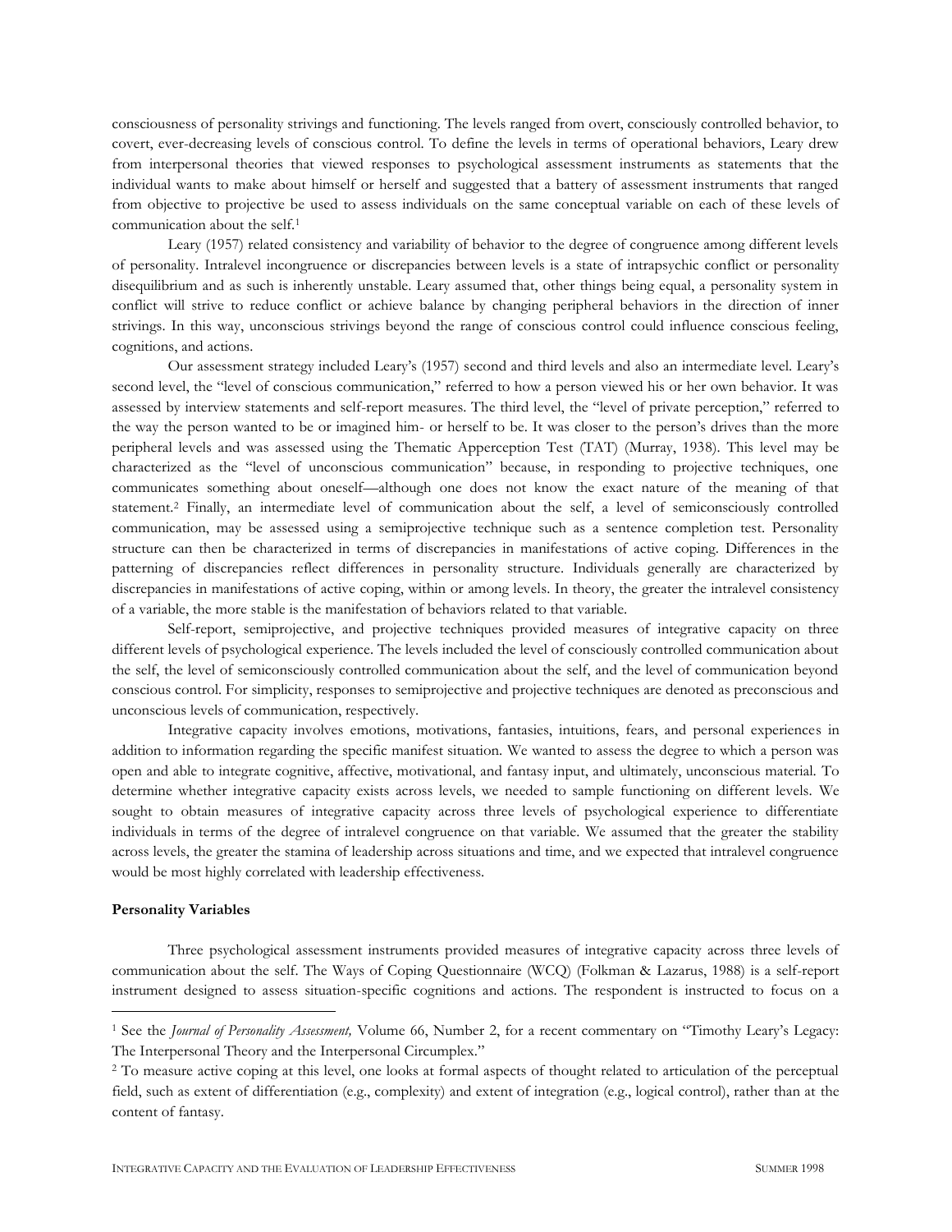consciousness of personality strivings and functioning. The levels ranged from overt, consciously controlled behavior, to covert, ever-decreasing levels of conscious control. To define the levels in terms of operational behaviors, Leary drew from interpersonal theories that viewed responses to psychological assessment instruments as statements that the individual wants to make about himself or herself and suggested that a battery of assessment instruments that ranged from objective to projective be used to assess individuals on the same conceptual variable on each of these levels of communication about the self.[1]

Leary (1957) related consistency and variability of behavior to the degree of congruence among different levels of personality. Intralevel incongruence or discrepancies between levels is a state of intrapsychic conflict or personality disequilibrium and as such is inherently unstable. Leary assumed that, other things being equal, a personality system in conflict will strive to reduce conflict or achieve balance by changing peripheral behaviors in the direction of inner strivings. In this way, unconscious strivings beyond the range of conscious control could influence conscious feeling, cognitions, and actions.

Our assessment strategy included Leary's (1957) second and third levels and also an intermediate level. Leary's second level, the "level of conscious communication," referred to how a person viewed his or her own behavior. It was assessed by interview statements and self-report measures. The third level, the "level of private perception," referred to the way the person wanted to be or imagined him- or herself to be. It was closer to the person's drives than the more peripheral levels and was assessed using the Thematic Apperception Test (TAT) (Murray, 1938). This level may be characterized as the "level of unconscious communication" because, in responding to projective techniques, one communicates something about oneself—although one does not know the exact nature of the meaning of that statement.[2] Finally, an intermediate level of communication about the self, a level of semiconsciously controlled communication, may be assessed using a semiprojective technique such as a sentence completion test. Personality structure can then be characterized in terms of discrepancies in manifestations of active coping. Differences in the patterning of discrepancies reflect differences in personality structure. Individuals generally are characterized by discrepancies in manifestations of active coping, within or among levels. In theory, the greater the intralevel consistency of a variable, the more stable is the manifestation of behaviors related to that variable.

Self-report, semiprojective, and projective techniques provided measures of integrative capacity on three different levels of psychological experience. The levels included the level of consciously controlled communication about the self, the level of semiconsciously controlled communication about the self, and the level of communication beyond conscious control. For simplicity, responses to semiprojective and projective techniques are denoted as preconscious and unconscious levels of communication, respectively.

Integrative capacity involves emotions, motivations, fantasies, intuitions, fears, and personal experiences in addition to information regarding the specific manifest situation. We wanted to assess the degree to which a person was open and able to integrate cognitive, affective, motivational, and fantasy input, and ultimately, unconscious material. To determine whether integrative capacity exists across levels, we needed to sample functioning on different levels. We sought to obtain measures of integrative capacity across three levels of psychological experience to differentiate individuals in terms of the degree of intralevel congruence on that variable. We assumed that the greater the stability across levels, the greater the stamina of leadership across situations and time, and we expected that intralevel congruence would be most highly correlated with leadership effectiveness.

**Personality Variables**

Three psychological assessment instruments provided measures of integrative capacity across three levels of communication about the self. The Ways of Coping Questionnaire (WCQ) (Folkman & Lazarus, 1988) is a self-report instrument designed to assess situation-specific cognitions and actions. The respondent is instructed to focus on a

---

[1] See the *Journal of Personality Assessment,* Volume 66, Number 2, for a recent commentary on "Timothy Leary's Legacy: The Interpersonal Theory and the Interpersonal Circumplex."

[2] To measure active coping at this level, one looks at formal aspects of thought related to articulation of the perceptual field, such as extent of differentiation (e.g., complexity) and extent of integration (e.g., logical control), rather than at the content of fantasy.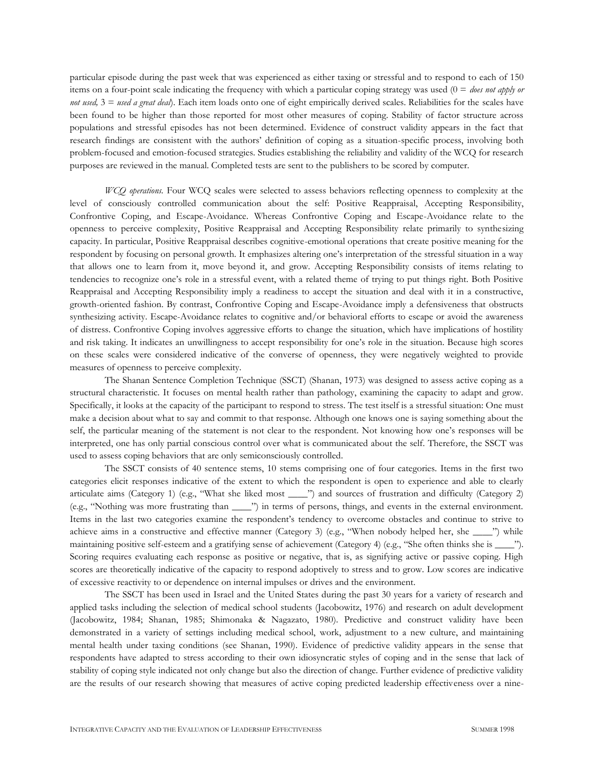particular episode during the past week that was experienced as either taxing or stressful and to respond to each of 150 items on a four-point scale indicating the frequency with which a particular coping strategy was used (0 = *does not apply or not used,* 3 = *used a great deal*). Each item loads onto one of eight empirically derived scales. Reliabilities for the scales have been found to be higher than those reported for most other measures of coping. Stability of factor structure across populations and stressful episodes has not been determined. Evidence of construct validity appears in the fact that research findings are consistent with the authors' definition of coping as a situation-specific process, involving both problem-focused and emotion-focused strategies. Studies establishing the reliability and validity of the WCQ for research purposes are reviewed in the manual. Completed tests are sent to the publishers to be scored by computer.

*WCQ operations.* Four WCQ scales were selected to assess behaviors reflecting openness to complexity at the level of consciously controlled communication about the self: Positive Reappraisal, Accepting Responsibility, Confrontive Coping, and Escape-Avoidance. Whereas Confrontive Coping and Escape-Avoidance relate to the openness to perceive complexity, Positive Reappraisal and Accepting Responsibility relate primarily to synthesizing capacity. In particular, Positive Reappraisal describes cognitive-emotional operations that create positive meaning for the respondent by focusing on personal growth. It emphasizes altering one's interpretation of the stressful situation in a way that allows one to learn from it, move beyond it, and grow. Accepting Responsibility consists of items relating to tendencies to recognize one's role in a stressful event, with a related theme of trying to put things right. Both Positive Reappraisal and Accepting Responsibility imply a readiness to accept the situation and deal with it in a constructive, growth-oriented fashion. By contrast, Confrontive Coping and Escape-Avoidance imply a defensiveness that obstructs synthesizing activity. Escape-Avoidance relates to cognitive and/or behavioral efforts to escape or avoid the awareness of distress. Confrontive Coping involves aggressive efforts to change the situation, which have implications of hostility and risk taking. It indicates an unwillingness to accept responsibility for one's role in the situation. Because high scores on these scales were considered indicative of the converse of openness, they were negatively weighted to provide measures of openness to perceive complexity.

The Shanan Sentence Completion Technique (SSCT) (Shanan, 1973) was designed to assess active coping as a structural characteristic. It focuses on mental health rather than pathology, examining the capacity to adapt and grow. Specifically, it looks at the capacity of the participant to respond to stress. The test itself is a stressful situation: One must make a decision about what to say and commit to that response. Although one knows one is saying something about the self, the particular meaning of the statement is not clear to the respondent. Not knowing how one's responses will be interpreted, one has only partial conscious control over what is communicated about the self. Therefore, the SSCT was used to assess coping behaviors that are only semiconsciously controlled.

The SSCT consists of 40 sentence stems, 10 stems comprising one of four categories. Items in the first two categories elicit responses indicative of the extent to which the respondent is open to experience and able to clearly articulate aims (Category 1) (e.g., "What she liked most ____") and sources of frustration and difficulty (Category 2) (e.g., "Nothing was more frustrating than ____") in terms of persons, things, and events in the external environment. Items in the last two categories examine the respondent's tendency to overcome obstacles and continue to strive to achieve aims in a constructive and effective manner (Category 3) (e.g., "When nobody helped her, she ____") while maintaining positive self-esteem and a gratifying sense of achievement (Category 4) (e.g., "She often thinks she is ____"). Scoring requires evaluating each response as positive or negative, that is, as signifying active or passive coping. High scores are theoretically indicative of the capacity to respond adoptively to stress and to grow. Low scores are indicative of excessive reactivity to or dependence on internal impulses or drives and the environment.

The SSCT has been used in Israel and the United States during the past 30 years for a variety of research and applied tasks including the selection of medical school students (Jacobowitz, 1976) and research on adult development (Jacobowitz, 1984; Shanan, 1985; Shimonaka & Nagazato, 1980). Predictive and construct validity have been demonstrated in a variety of settings including medical school, work, adjustment to a new culture, and maintaining mental health under taxing conditions (see Shanan, 1990). Evidence of predictive validity appears in the sense that respondents have adapted to stress according to their own idiosyncratic styles of coping and in the sense that lack of stability of coping style indicated not only change but also the direction of change. Further evidence of predictive validity are the results of our research showing that measures of active coping predicted leadership effectiveness over a nine-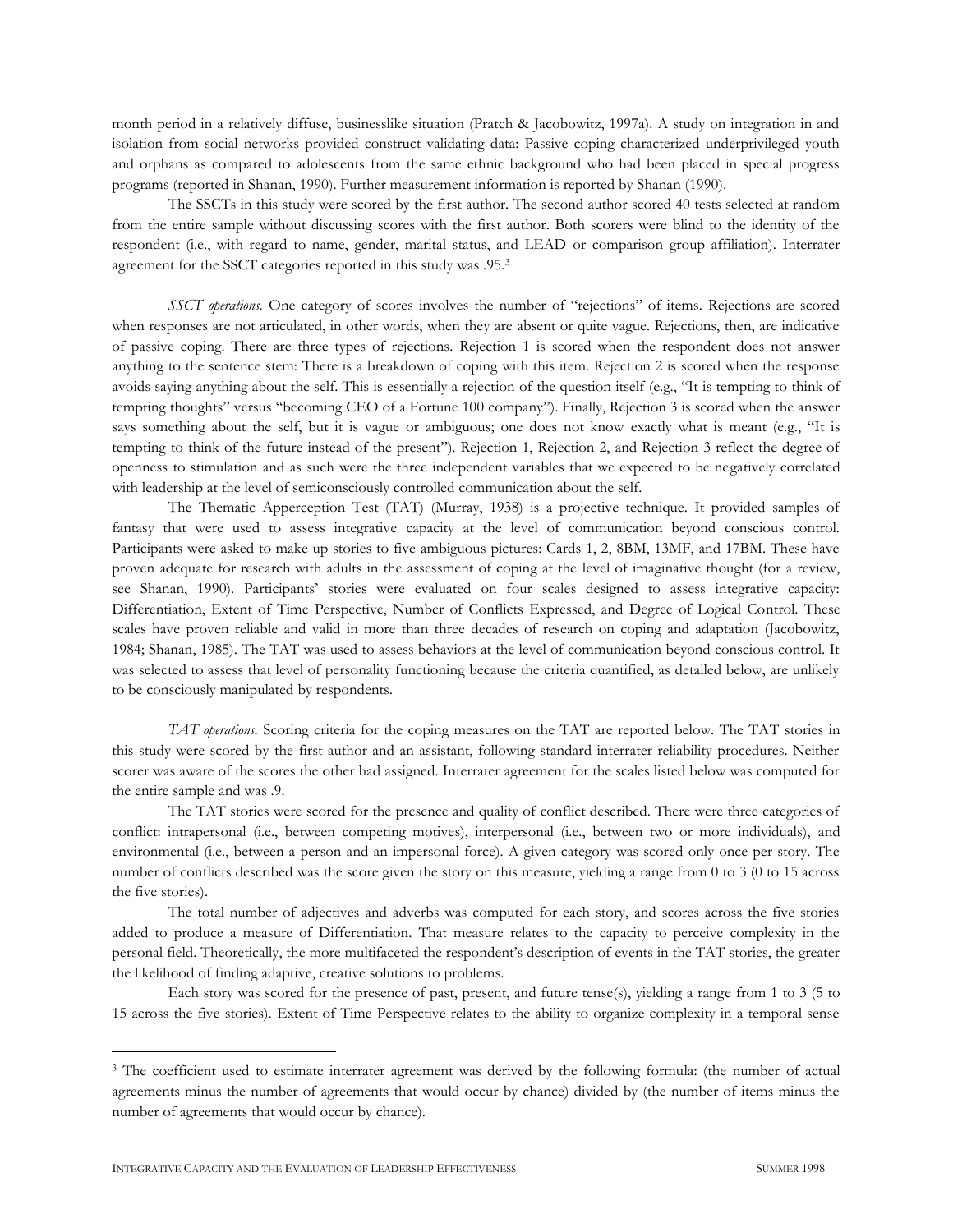month period in a relatively diffuse, businesslike situation (Pratch & Jacobowitz, 1997a). A study on integration in and isolation from social networks provided construct validating data: Passive coping characterized underprivileged youth and orphans as compared to adolescents from the same ethnic background who had been placed in special progress programs (reported in Shanan, 1990). Further measurement information is reported by Shanan (1990).

The SSCTs in this study were scored by the first author. The second author scored 40 tests selected at random from the entire sample without discussing scores with the first author. Both scorers were blind to the identity of the respondent (i.e., with regard to name, gender, marital status, and LEAD or comparison group affiliation). Interrater agreement for the SSCT categories reported in this study was .95.[3]

*SSCT operations.* One category of scores involves the number of "rejections" of items. Rejections are scored when responses are not articulated, in other words, when they are absent or quite vague. Rejections, then, are indicative of passive coping. There are three types of rejections. Rejection 1 is scored when the respondent does not answer anything to the sentence stem: There is a breakdown of coping with this item. Rejection 2 is scored when the response avoids saying anything about the self. This is essentially a rejection of the question itself (e.g., "It is tempting to think of tempting thoughts" versus "becoming CEO of a Fortune 100 company"). Finally, Rejection 3 is scored when the answer says something about the self, but it is vague or ambiguous; one does not know exactly what is meant (e.g., "It is tempting to think of the future instead of the present"). Rejection 1, Rejection 2, and Rejection 3 reflect the degree of openness to stimulation and as such were the three independent variables that we expected to be negatively correlated with leadership at the level of semiconsciously controlled communication about the self.

The Thematic Apperception Test (TAT) (Murray, 1938) is a projective technique. It provided samples of fantasy that were used to assess integrative capacity at the level of communication beyond conscious control. Participants were asked to make up stories to five ambiguous pictures: Cards 1, 2, 8BM, 13MF, and 17BM. These have proven adequate for research with adults in the assessment of coping at the level of imaginative thought (for a review, see Shanan, 1990). Participants' stories were evaluated on four scales designed to assess integrative capacity: Differentiation, Extent of Time Perspective, Number of Conflicts Expressed, and Degree of Logical Control. These scales have proven reliable and valid in more than three decades of research on coping and adaptation (Jacobowitz, 1984; Shanan, 1985). The TAT was used to assess behaviors at the level of communication beyond conscious control. It was selected to assess that level of personality functioning because the criteria quantified, as detailed below, are unlikely to be consciously manipulated by respondents.

*TAT operations.* Scoring criteria for the coping measures on the TAT are reported below. The TAT stories in this study were scored by the first author and an assistant, following standard interrater reliability procedures. Neither scorer was aware of the scores the other had assigned. Interrater agreement for the scales listed below was computed for the entire sample and was .9.

The TAT stories were scored for the presence and quality of conflict described. There were three categories of conflict: intrapersonal (i.e., between competing motives), interpersonal (i.e., between two or more individuals), and environmental (i.e., between a person and an impersonal force). A given category was scored only once per story. The number of conflicts described was the score given the story on this measure, yielding a range from 0 to 3 (0 to 15 across the five stories).

The total number of adjectives and adverbs was computed for each story, and scores across the five stories added to produce a measure of Differentiation. That measure relates to the capacity to perceive complexity in the personal field. Theoretically, the more multifaceted the respondent's description of events in the TAT stories, the greater the likelihood of finding adaptive, creative solutions to problems.

Each story was scored for the presence of past, present, and future tense(s), yielding a range from 1 to 3 (5 to 15 across the five stories). Extent of Time Perspective relates to the ability to organize complexity in a temporal sense

---

[3] The coefficient used to estimate interrater agreement was derived by the following formula: (the number of actual agreements minus the number of agreements that would occur by chance) divided by (the number of items minus the number of agreements that would occur by chance).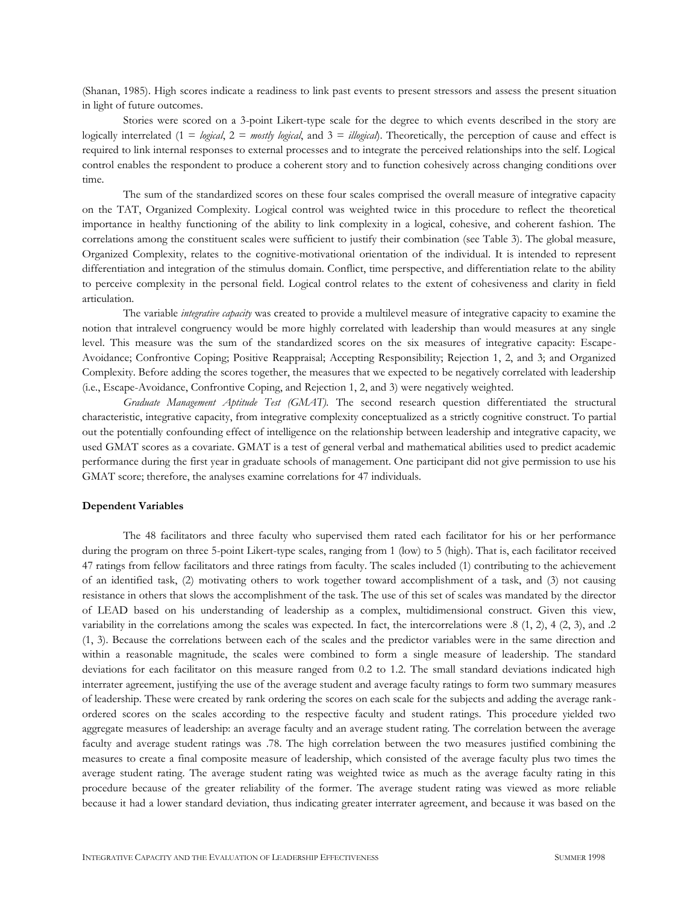(Shanan, 1985). High scores indicate a readiness to link past events to present stressors and assess the present situation in light of future outcomes.

Stories were scored on a 3-point Likert-type scale for the degree to which events described in the story are logically interrelated (1 = *logical*, 2 = *mostly logical*, and 3 = *illogical*). Theoretically, the perception of cause and effect is required to link internal responses to external processes and to integrate the perceived relationships into the self. Logical control enables the respondent to produce a coherent story and to function cohesively across changing conditions over time.

The sum of the standardized scores on these four scales comprised the overall measure of integrative capacity on the TAT, Organized Complexity. Logical control was weighted twice in this procedure to reflect the theoretical importance in healthy functioning of the ability to link complexity in a logical, cohesive, and coherent fashion. The correlations among the constituent scales were sufficient to justify their combination (see Table 3). The global measure, Organized Complexity, relates to the cognitive-motivational orientation of the individual. It is intended to represent differentiation and integration of the stimulus domain. Conflict, time perspective, and differentiation relate to the ability to perceive complexity in the personal field. Logical control relates to the extent of cohesiveness and clarity in field articulation.

The variable *integrative capacity* was created to provide a multilevel measure of integrative capacity to examine the notion that intralevel congruency would be more highly correlated with leadership than would measures at any single level. This measure was the sum of the standardized scores on the six measures of integrative capacity: Escape-Avoidance; Confrontive Coping; Positive Reappraisal; Accepting Responsibility; Rejection 1, 2, and 3; and Organized Complexity. Before adding the scores together, the measures that we expected to be negatively correlated with leadership (i.e., Escape-Avoidance, Confrontive Coping, and Rejection 1, 2, and 3) were negatively weighted.

*Graduate Management Aptitude Test (GMAT).* The second research question differentiated the structural characteristic, integrative capacity, from integrative complexity conceptualized as a strictly cognitive construct. To partial out the potentially confounding effect of intelligence on the relationship between leadership and integrative capacity, we used GMAT scores as a covariate. GMAT is a test of general verbal and mathematical abilities used to predict academic performance during the first year in graduate schools of management. One participant did not give permission to use his GMAT score; therefore, the analyses examine correlations for 47 individuals.

### Dependent Variables

The 48 facilitators and three faculty who supervised them rated each facilitator for his or her performance during the program on three 5-point Likert-type scales, ranging from 1 (low) to 5 (high). That is, each facilitator received 47 ratings from fellow facilitators and three ratings from faculty. The scales included (1) contributing to the achievement of an identified task, (2) motivating others to work together toward accomplishment of a task, and (3) not causing resistance in others that slows the accomplishment of the task. The use of this set of scales was mandated by the director of LEAD based on his understanding of leadership as a complex, multidimensional construct. Given this view, variability in the correlations among the scales was expected. In fact, the intercorrelations were .8 (1, 2), 4 (2, 3), and .2 (1, 3). Because the correlations between each of the scales and the predictor variables were in the same direction and within a reasonable magnitude, the scales were combined to form a single measure of leadership. The standard deviations for each facilitator on this measure ranged from 0.2 to 1.2. The small standard deviations indicated high interrater agreement, justifying the use of the average student and average faculty ratings to form two summary measures of leadership. These were created by rank ordering the scores on each scale for the subjects and adding the average rank-ordered scores on the scales according to the respective faculty and student ratings. This procedure yielded two aggregate measures of leadership: an average faculty and an average student rating. The correlation between the average faculty and average student ratings was .78. The high correlation between the two measures justified combining the measures to create a final composite measure of leadership, which consisted of the average faculty plus two times the average student rating. The average student rating was weighted twice as much as the average faculty rating in this procedure because of the greater reliability of the former. The average student rating was viewed as more reliable because it had a lower standard deviation, thus indicating greater interrater agreement, and because it was based on the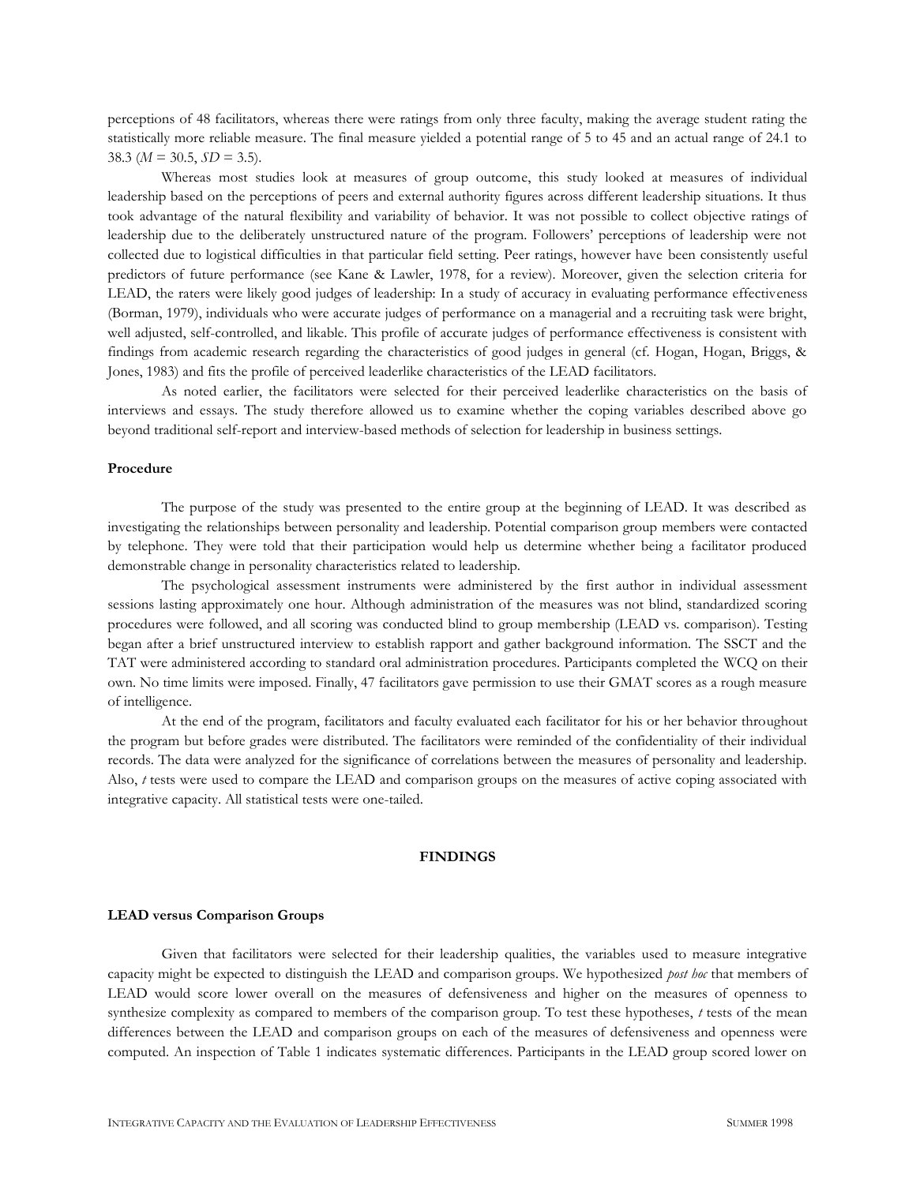perceptions of 48 facilitators, whereas there were ratings from only three faculty, making the average student rating the statistically more reliable measure. The final measure yielded a potential range of 5 to 45 and an actual range of 24.1 to 38.3 ($M = 30.5$, $SD = 3.5$).

Whereas most studies look at measures of group outcome, this study looked at measures of individual leadership based on the perceptions of peers and external authority figures across different leadership situations. It thus took advantage of the natural flexibility and variability of behavior. It was not possible to collect objective ratings of leadership due to the deliberately unstructured nature of the program. Followers' perceptions of leadership were not collected due to logistical difficulties in that particular field setting. Peer ratings, however have been consistently useful predictors of future performance (see Kane & Lawler, 1978, for a review). Moreover, given the selection criteria for LEAD, the raters were likely good judges of leadership: In a study of accuracy in evaluating performance effectiveness (Borman, 1979), individuals who were accurate judges of performance on a managerial and a recruiting task were bright, well adjusted, self-controlled, and likable. This profile of accurate judges of performance effectiveness is consistent with findings from academic research regarding the characteristics of good judges in general (cf. Hogan, Hogan, Briggs, & Jones, 1983) and fits the profile of perceived leaderlike characteristics of the LEAD facilitators.

As noted earlier, the facilitators were selected for their perceived leaderlike characteristics on the basis of interviews and essays. The study therefore allowed us to examine whether the coping variables described above go beyond traditional self-report and interview-based methods of selection for leadership in business settings.

### Procedure

The purpose of the study was presented to the entire group at the beginning of LEAD. It was described as investigating the relationships between personality and leadership. Potential comparison group members were contacted by telephone. They were told that their participation would help us determine whether being a facilitator produced demonstrable change in personality characteristics related to leadership.

The psychological assessment instruments were administered by the first author in individual assessment sessions lasting approximately one hour. Although administration of the measures was not blind, standardized scoring procedures were followed, and all scoring was conducted blind to group membership (LEAD vs. comparison). Testing began after a brief unstructured interview to establish rapport and gather background information. The SSCT and the TAT were administered according to standard oral administration procedures. Participants completed the WCQ on their own. No time limits were imposed. Finally, 47 facilitators gave permission to use their GMAT scores as a rough measure of intelligence.

At the end of the program, facilitators and faculty evaluated each facilitator for his or her behavior throughout the program but before grades were distributed. The facilitators were reminded of the confidentiality of their individual records. The data were analyzed for the significance of correlations between the measures of personality and leadership. Also, *t* tests were used to compare the LEAD and comparison groups on the measures of active coping associated with integrative capacity. All statistical tests were one-tailed.

## FINDINGS

### LEAD versus Comparison Groups

Given that facilitators were selected for their leadership qualities, the variables used to measure integrative capacity might be expected to distinguish the LEAD and comparison groups. We hypothesized *post hoc* that members of LEAD would score lower overall on the measures of defensiveness and higher on the measures of openness to synthesize complexity as compared to members of the comparison group. To test these hypotheses, *t* tests of the mean differences between the LEAD and comparison groups on each of the measures of defensiveness and openness were computed. An inspection of Table 1 indicates systematic differences. Participants in the LEAD group scored lower on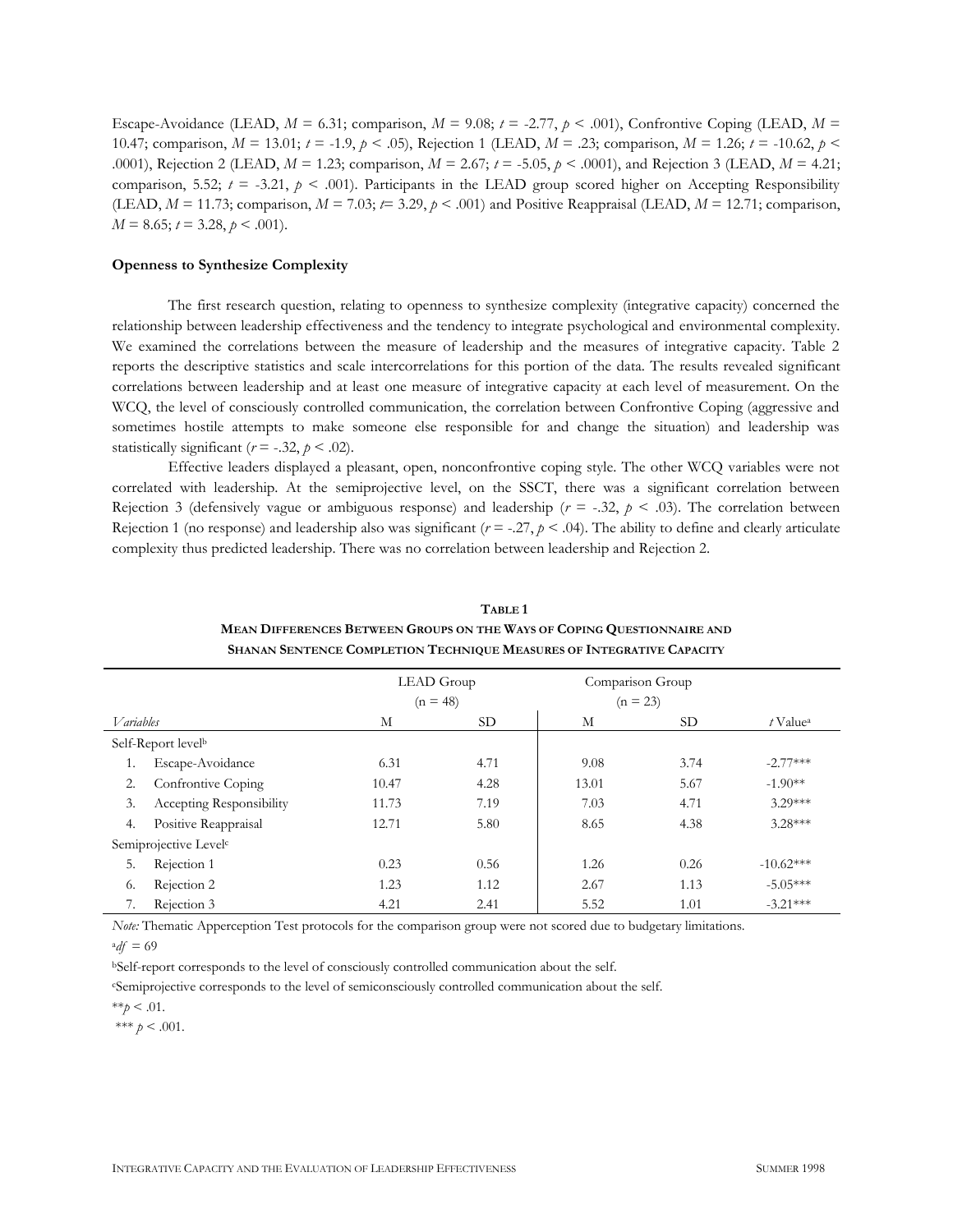Escape-Avoidance (LEAD, $M = 6.31$; comparison, $M = 9.08$; $t = -2.77$, $p < .001$), Confrontive Coping (LEAD, $M = 10.47$; comparison, $M = 13.01$; $t = -1.9$, $p < .05$), Rejection 1 (LEAD, $M = .23$; comparison, $M = 1.26$; $t = -10.62$, $p < .0001$), Rejection 2 (LEAD, $M = 1.23$; comparison, $M = 2.67$; $t = -5.05$, $p < .0001$), and Rejection 3 (LEAD, $M = 4.21$; comparison, 5.52; $t = -3.21$, $p < .001$). Participants in the LEAD group scored higher on Accepting Responsibility (LEAD, $M = 11.73$; comparison, $M = 7.03$; $t = 3.29$, $p < .001$) and Positive Reappraisal (LEAD, $M = 12.71$; comparison, $M = 8.65$; $t = 3.28$, $p < .001$).

**Openness to Synthesize Complexity**

The first research question, relating to openness to synthesize complexity (integrative capacity) concerned the relationship between leadership effectiveness and the tendency to integrate psychological and environmental complexity. We examined the correlations between the measure of leadership and the measures of integrative capacity. Table 2 reports the descriptive statistics and scale intercorrelations for this portion of the data. The results revealed significant correlations between leadership and at least one measure of integrative capacity at each level of measurement. On the WCQ, the level of consciously controlled communication, the correlation between Confrontive Coping (aggressive and sometimes hostile attempts to make someone else responsible for and change the situation) and leadership was statistically significant ($r = -.32$, $p < .02$).

Effective leaders displayed a pleasant, open, nonconfrontive coping style. The other WCQ variables were not correlated with leadership. At the semiprojective level, on the SSCT, there was a significant correlation between Rejection 3 (defensively vague or ambiguous response) and leadership ($r = -.32$, $p < .03$). The correlation between Rejection 1 (no response) and leadership also was significant ($r = -.27$, $p < .04$). The ability to define and clearly articulate complexity thus predicted leadership. There was no correlation between leadership and Rejection 2.

**TABLE 1**
**MEAN DIFFERENCES BETWEEN GROUPS ON THE WAYS OF COPING QUESTIONNAIRE AND SHANAN SENTENCE COMPLETION TECHNIQUE MEASURES OF INTEGRATIVE CAPACITY**

| | LEAD Group ($n = 48$) | | Comparison Group ($n = 23$) | | |
|---|---|---|---|---|---|
| *Variables* | M | SD | M | SD | *t* Value[a] |
| Self-Report level[b] | | | | | |
| 1. Escape-Avoidance | 6.31 | 4.71 | 9.08 | 3.74 | -2.77*** |
| 2. Confrontive Coping | 10.47 | 4.28 | 13.01 | 5.67 | -1.90** |
| 3. Accepting Responsibility | 11.73 | 7.19 | 7.03 | 4.71 | 3.29*** |
| 4. Positive Reappraisal | 12.71 | 5.80 | 8.65 | 4.38 | 3.28*** |
| Semiprojective Level[c] | | | | | |
| 5. Rejection 1 | 0.23 | 0.56 | 1.26 | 0.26 | -10.62*** |
| 6. Rejection 2 | 1.23 | 1.12 | 2.67 | 1.13 | -5.05*** |
| 7. Rejection 3 | 4.21 | 2.41 | 5.52 | 1.01 | -3.21*** |

*Note:* Thematic Apperception Test protocols for the comparison group were not scored due to budgetary limitations.

[a] $df = 69$

[b] Self-report corresponds to the level of consciously controlled communication about the self.

[c] Semiprojective corresponds to the level of semiconsciously controlled communication about the self.

** $p < .01$.

*** $p < .001$.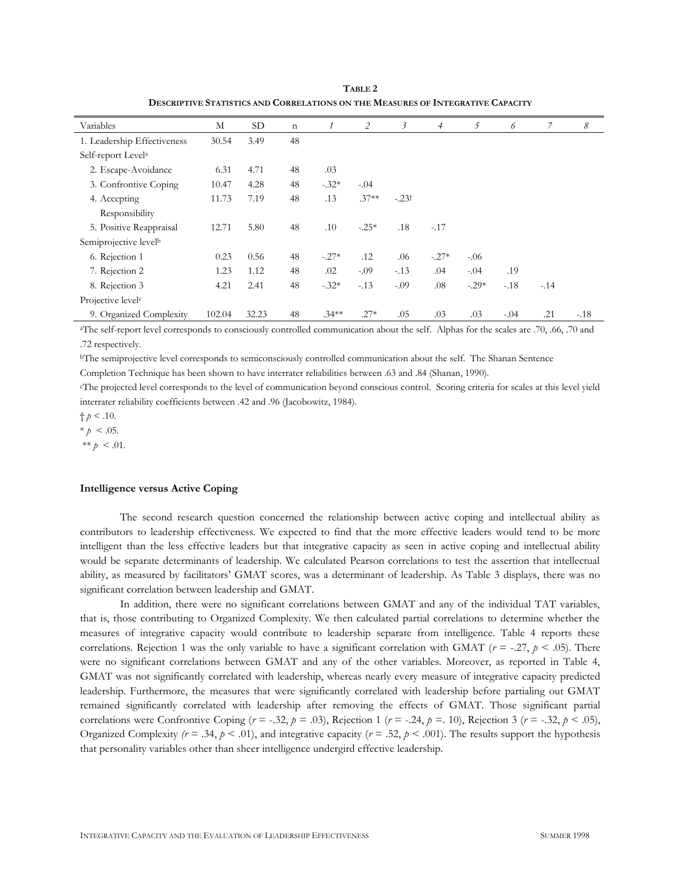**TABLE 2**
**DESCRIPTIVE STATISTICS AND CORRELATIONS ON THE MEASURES OF INTEGRATIVE CAPACITY**

| Variables | M | SD | n | *1* | *2* | *3* | *4* | *5* | *6* | *7* | *8* |
|---|---|---|---|---|---|---|---|---|---|---|---|
| 1. Leadership Effectiveness | 30.54 | 3.49 | 48 | | | | | | | | |
| Self-report Level[a] | | | | | | | | | | | |
| 2. Escape-Avoidance | 6.31 | 4.71 | 48 | .03 | | | | | | | |
| 3. Confrontive Coping | 10.47 | 4.28 | 48 | -.32* | -.04 | | | | | | |
| 4. Accepting Responsibility | 11.73 | 7.19 | 48 | .13 | .37** | -.23† | | | | | |
| 5. Positive Reappraisal | 12.71 | 5.80 | 48 | .10 | -.25* | .18 | -.17 | | | | |
| Semiprojective level[b] | | | | | | | | | | | |
| 6. Rejection 1 | 0.23 | 0.56 | 48 | -.27* | .12 | .06 | -.27* | -.06 | | | |
| 7. Rejection 2 | 1.23 | 1.12 | 48 | .02 | -.09 | -.13 | .04 | -.04 | .19 | | |
| 8. Rejection 3 | 4.21 | 2.41 | 48 | -.32* | -.13 | -.09 | .08 | -.29* | -.18 | -.14 | |
| Projective level[c] | | | | | | | | | | | |
| 9. Organized Complexity | 102.04 | 32.23 | 48 | .34** | .27* | .05 | .03 | .03 | -.04 | .21 | -.18 |

[a]The self-report level corresponds to consciously controlled communication about the self. Alphas for the scales are .70, .66, .70 and .72 respectively.

[b]The semiprojective level corresponds to semiconsciously controlled communication about the self. The Shanan Sentence Completion Technique has been shown to have interrater reliabilities between .63 and .84 (Shanan, 1990).

[c]The projected level corresponds to the level of communication beyond conscious control. Scoring criteria for scales at this level yield interrater reliability coefficients between .42 and .96 (Jacobowitz, 1984).

† $p < .10$.
* $p < .05$.
** $p < .01$.

### Intelligence versus Active Coping

The second research question concerned the relationship between active coping and intellectual ability as contributors to leadership effectiveness. We expected to find that the more effective leaders would tend to be more intelligent than the less effective leaders but that integrative capacity as seen in active coping and intellectual ability would be separate determinants of leadership. We calculated Pearson correlations to test the assertion that intellectual ability, as measured by facilitators' GMAT scores, was a determinant of leadership. As Table 3 displays, there was no significant correlation between leadership and GMAT.

In addition, there were no significant correlations between GMAT and any of the individual TAT variables, that is, those contributing to Organized Complexity. We then calculated partial correlations to determine whether the measures of integrative capacity would contribute to leadership separate from intelligence. Table 4 reports these correlations. Rejection 1 was the only variable to have a significant correlation with GMAT ($r$ = -.27, $p < .05$). There were no significant correlations between GMAT and any of the other variables. Moreover, as reported in Table 4, GMAT was not significantly correlated with leadership, whereas nearly every measure of integrative capacity predicted leadership. Furthermore, the measures that were significantly correlated with leadership before partialing out GMAT remained significantly correlated with leadership after removing the effects of GMAT. Those significant partial correlations were Confrontive Coping ($r$ = -.32, $p$ = .03), Rejection 1 ($r$ = -.24, $p$ =. 10), Rejection 3 ($r$ = -.32, $p < .05$), Organized Complexity ($r$ = .34, $p < .01$), and integrative capacity ($r$ = .52, $p < .001$). The results support the hypothesis that personality variables other than sheer intelligence undergird effective leadership.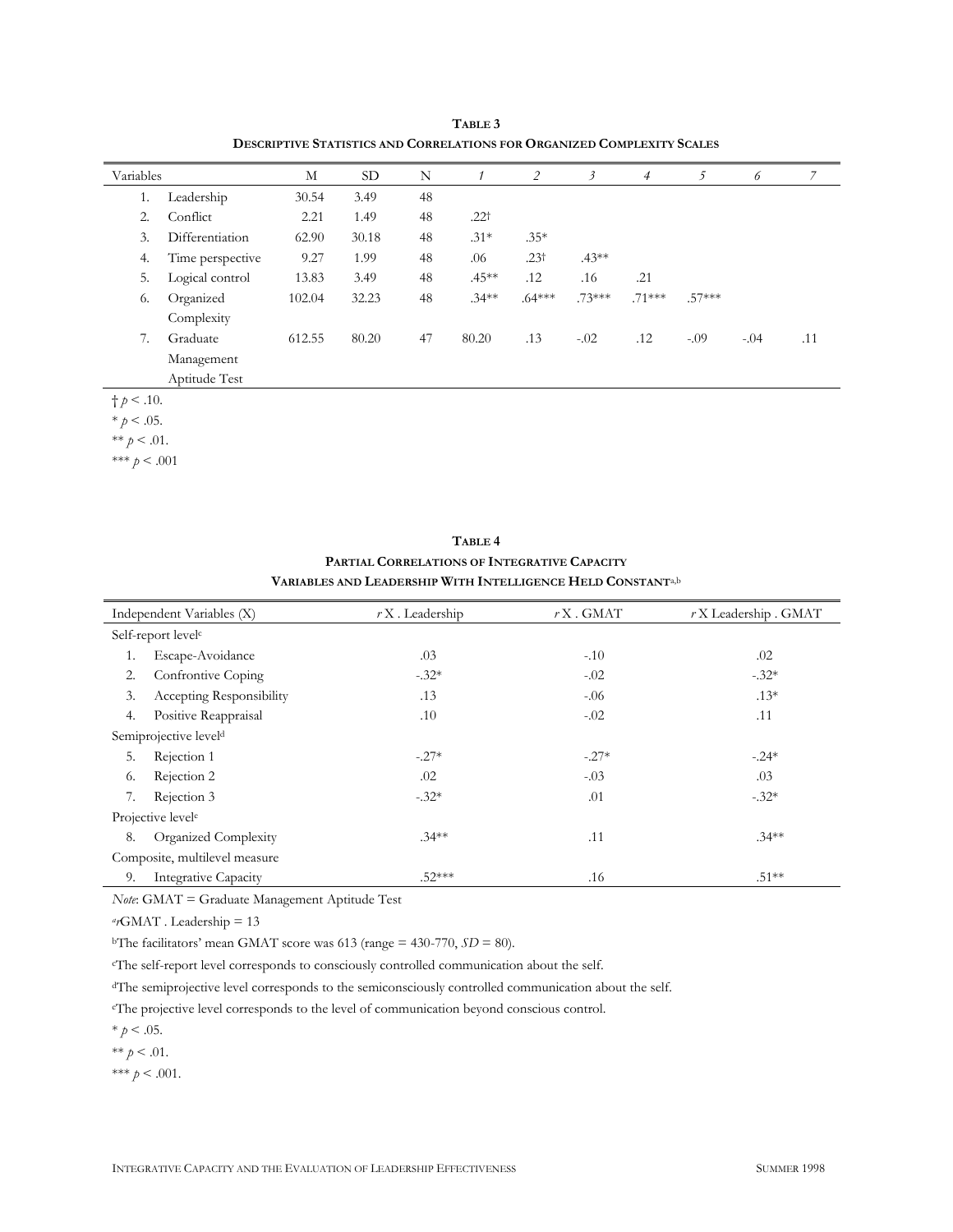**TABLE 3**
**DESCRIPTIVE STATISTICS AND CORRELATIONS FOR ORGANIZED COMPLEXITY SCALES**

| Variables | M | SD | N | *1* | *2* | *3* | *4* | *5* | *6* | *7* |
|---|---|---|---|---|---|---|---|---|---|---|
| 1. Leadership | 30.54 | 3.49 | 48 | | | | | | | |
| 2. Conflict | 2.21 | 1.49 | 48 | .22† | | | | | | |
| 3. Differentiation | 62.90 | 30.18 | 48 | .31* | .35* | | | | | |
| 4. Time perspective | 9.27 | 1.99 | 48 | .06 | .23† | .43** | | | | |
| 5. Logical control | 13.83 | 3.49 | 48 | .45** | .12 | .16 | .21 | | | |
| 6. Organized Complexity | 102.04 | 32.23 | 48 | .34** | .64*** | .73*** | .71*** | .57*** | | |
| 7. Graduate Management Aptitude Test | 612.55 | 80.20 | 47 | 80.20 | .13 | -.02 | .12 | -.09 | -.04 | .11 |

† $p < .10$.
* $p < .05$.
** $p < .01$.
*** $p < .001$

**TABLE 4**
**PARTIAL CORRELATIONS OF INTEGRATIVE CAPACITY VARIABLES AND LEADERSHIP WITH INTELLIGENCE HELD CONSTANT**[a,b]

| Independent Variables (X) | *r* X . Leadership | *r* X . GMAT | *r* X Leadership . GMAT |
|---|---|---|---|
| Self-report level[c] | | | |
| 1. Escape-Avoidance | .03 | -.10 | .02 |
| 2. Confrontive Coping | -.32* | -.02 | -.32* |
| 3. Accepting Responsibility | .13 | -.06 | .13* |
| 4. Positive Reappraisal | .10 | -.02 | .11 |
| Semiprojective level[d] | | | |
| 5. Rejection 1 | -.27* | -.27* | -.24* |
| 6. Rejection 2 | .02 | -.03 | .03 |
| 7. Rejection 3 | -.32* | .01 | -.32* |
| Projective level[e] | | | |
| 8. Organized Complexity | .34** | .11 | .34** |
| Composite, multilevel measure | | | |
| 9. Integrative Capacity | .52*** | .16 | .51** |

*Note*: GMAT = Graduate Management Aptitude Test

[a] *r*GMAT . Leadership = 13

[b] The facilitators' mean GMAT score was 613 (range = 430-770, *SD* = 80).

[c] The self-report level corresponds to consciously controlled communication about the self.

[d] The semiprojective level corresponds to the semiconsciously controlled communication about the self.

[e] The projective level corresponds to the level of communication beyond conscious control.

* $p < .05$.
** $p < .01$.
*** $p < .001$.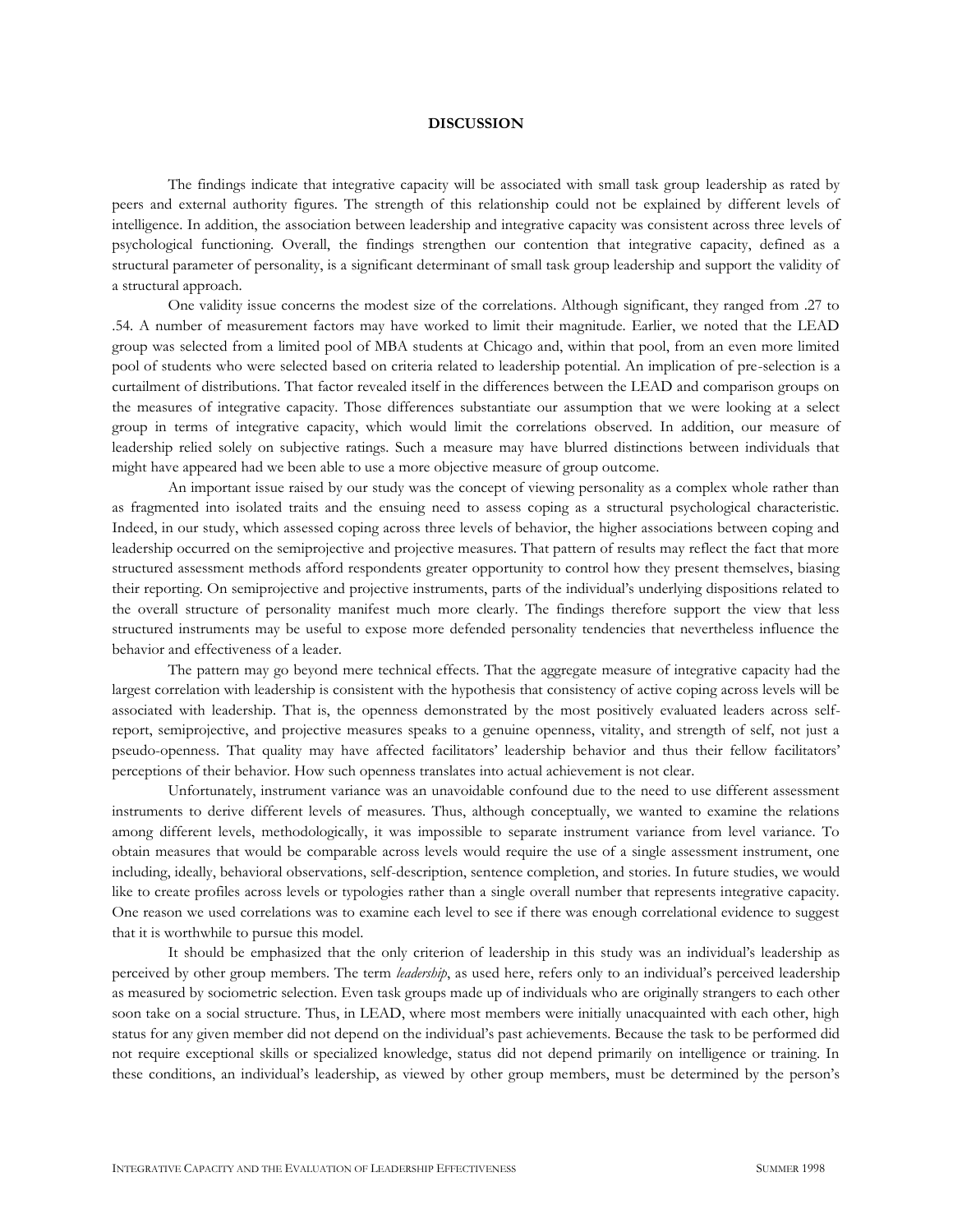## DISCUSSION

The findings indicate that integrative capacity will be associated with small task group leadership as rated by peers and external authority figures. The strength of this relationship could not be explained by different levels of intelligence. In addition, the association between leadership and integrative capacity was consistent across three levels of psychological functioning. Overall, the findings strengthen our contention that integrative capacity, defined as a structural parameter of personality, is a significant determinant of small task group leadership and support the validity of a structural approach.

One validity issue concerns the modest size of the correlations. Although significant, they ranged from .27 to .54. A number of measurement factors may have worked to limit their magnitude. Earlier, we noted that the LEAD group was selected from a limited pool of MBA students at Chicago and, within that pool, from an even more limited pool of students who were selected based on criteria related to leadership potential. An implication of pre-selection is a curtailment of distributions. That factor revealed itself in the differences between the LEAD and comparison groups on the measures of integrative capacity. Those differences substantiate our assumption that we were looking at a select group in terms of integrative capacity, which would limit the correlations observed. In addition, our measure of leadership relied solely on subjective ratings. Such a measure may have blurred distinctions between individuals that might have appeared had we been able to use a more objective measure of group outcome.

An important issue raised by our study was the concept of viewing personality as a complex whole rather than as fragmented into isolated traits and the ensuing need to assess coping as a structural psychological characteristic. Indeed, in our study, which assessed coping across three levels of behavior, the higher associations between coping and leadership occurred on the semiprojective and projective measures. That pattern of results may reflect the fact that more structured assessment methods afford respondents greater opportunity to control how they present themselves, biasing their reporting. On semiprojective and projective instruments, parts of the individual's underlying dispositions related to the overall structure of personality manifest much more clearly. The findings therefore support the view that less structured instruments may be useful to expose more defended personality tendencies that nevertheless influence the behavior and effectiveness of a leader.

The pattern may go beyond mere technical effects. That the aggregate measure of integrative capacity had the largest correlation with leadership is consistent with the hypothesis that consistency of active coping across levels will be associated with leadership. That is, the openness demonstrated by the most positively evaluated leaders across self-report, semiprojective, and projective measures speaks to a genuine openness, vitality, and strength of self, not just a pseudo-openness. That quality may have affected facilitators' leadership behavior and thus their fellow facilitators' perceptions of their behavior. How such openness translates into actual achievement is not clear.

Unfortunately, instrument variance was an unavoidable confound due to the need to use different assessment instruments to derive different levels of measures. Thus, although conceptually, we wanted to examine the relations among different levels, methodologically, it was impossible to separate instrument variance from level variance. To obtain measures that would be comparable across levels would require the use of a single assessment instrument, one including, ideally, behavioral observations, self-description, sentence completion, and stories. In future studies, we would like to create profiles across levels or typologies rather than a single overall number that represents integrative capacity. One reason we used correlations was to examine each level to see if there was enough correlational evidence to suggest that it is worthwhile to pursue this model.

It should be emphasized that the only criterion of leadership in this study was an individual's leadership as perceived by other group members. The term *leadership*, as used here, refers only to an individual's perceived leadership as measured by sociometric selection. Even task groups made up of individuals who are originally strangers to each other soon take on a social structure. Thus, in LEAD, where most members were initially unacquainted with each other, high status for any given member did not depend on the individual's past achievements. Because the task to be performed did not require exceptional skills or specialized knowledge, status did not depend primarily on intelligence or training. In these conditions, an individual's leadership, as viewed by other group members, must be determined by the person's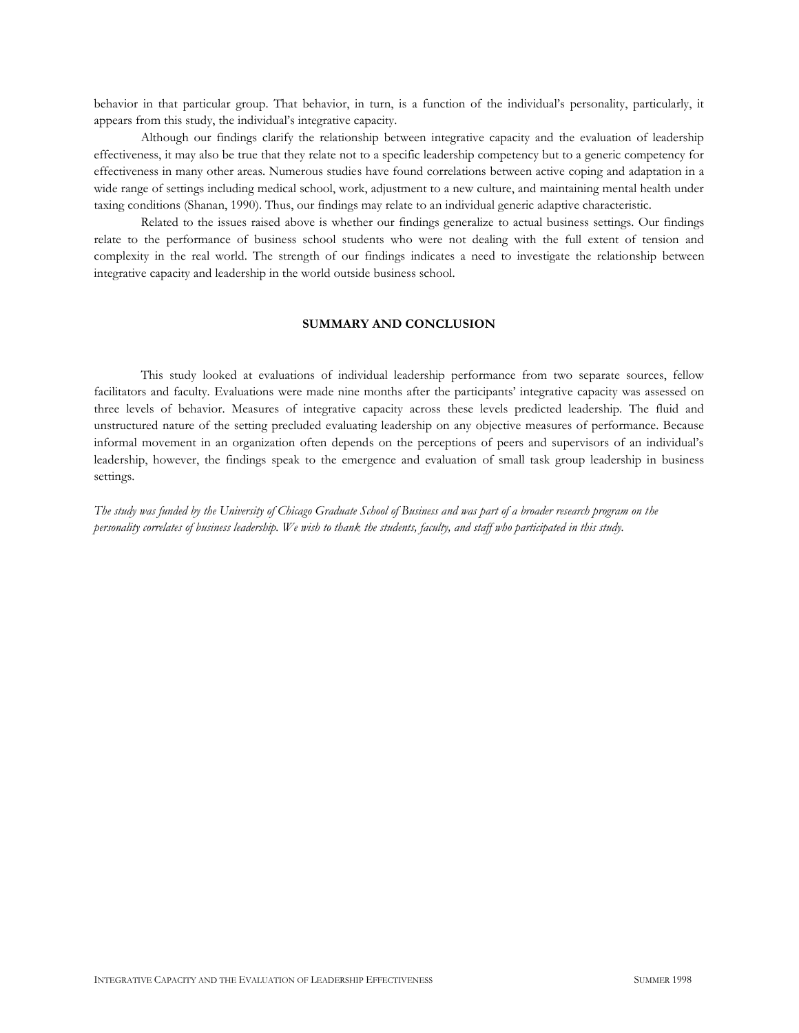behavior in that particular group. That behavior, in turn, is a function of the individual's personality, particularly, it appears from this study, the individual's integrative capacity.

Although our findings clarify the relationship between integrative capacity and the evaluation of leadership effectiveness, it may also be true that they relate not to a specific leadership competency but to a generic competency for effectiveness in many other areas. Numerous studies have found correlations between active coping and adaptation in a wide range of settings including medical school, work, adjustment to a new culture, and maintaining mental health under taxing conditions (Shanan, 1990). Thus, our findings may relate to an individual generic adaptive characteristic.

Related to the issues raised above is whether our findings generalize to actual business settings. Our findings relate to the performance of business school students who were not dealing with the full extent of tension and complexity in the real world. The strength of our findings indicates a need to investigate the relationship between integrative capacity and leadership in the world outside business school.

## SUMMARY AND CONCLUSION

This study looked at evaluations of individual leadership performance from two separate sources, fellow facilitators and faculty. Evaluations were made nine months after the participants' integrative capacity was assessed on three levels of behavior. Measures of integrative capacity across these levels predicted leadership. The fluid and unstructured nature of the setting precluded evaluating leadership on any objective measures of performance. Because informal movement in an organization often depends on the perceptions of peers and supervisors of an individual's leadership, however, the findings speak to the emergence and evaluation of small task group leadership in business settings.

*The study was funded by the University of Chicago Graduate School of Business and was part of a broader research program on the personality correlates of business leadership. We wish to thank the students, faculty, and staff who participated in this study.*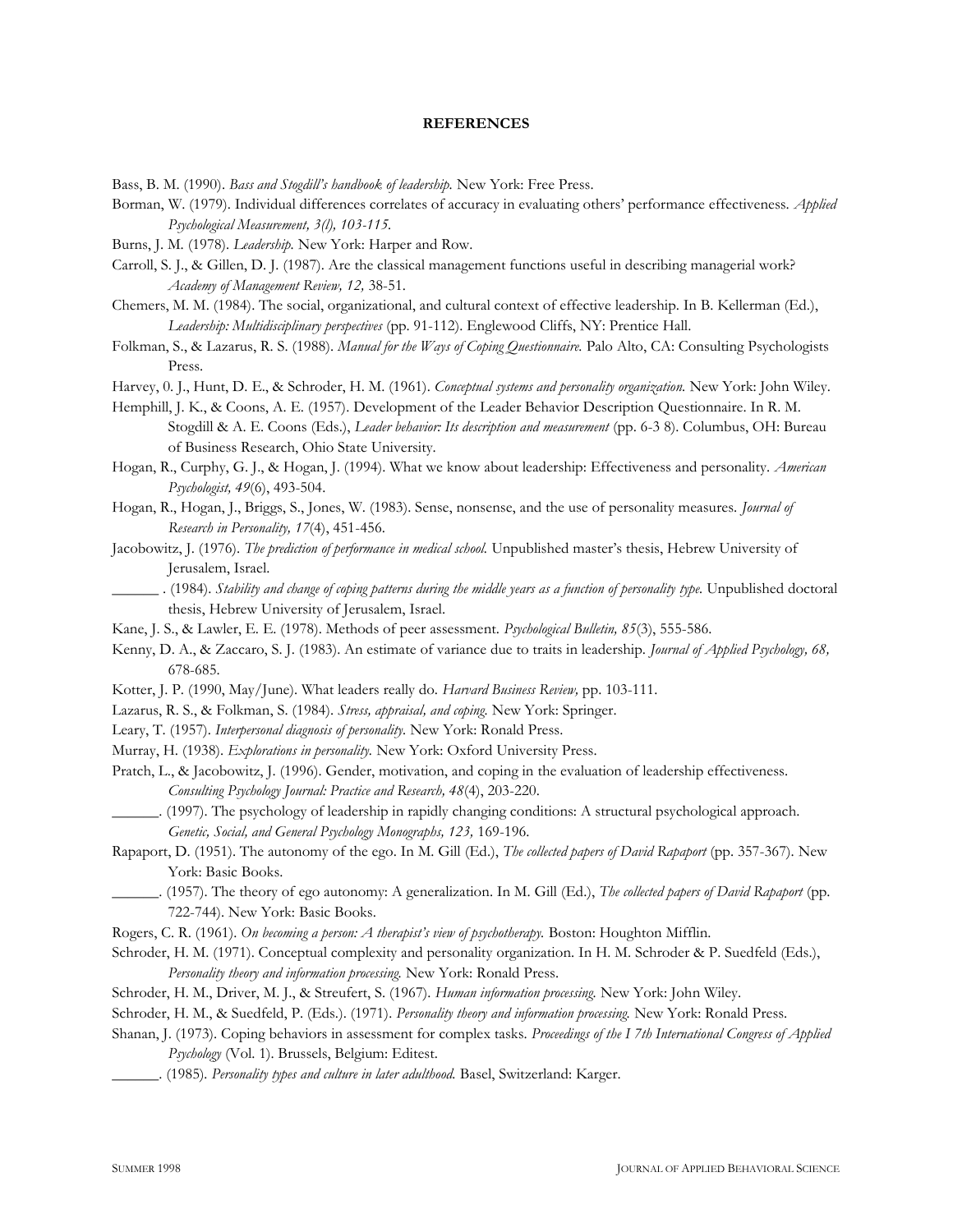**REFERENCES**

Bass, B. M. (1990). *Bass and Stogdill's handbook of leadership.* New York: Free Press.

Borman, W. (1979). Individual differences correlates of accuracy in evaluating others' performance effectiveness. *Applied Psychological Measurement, 3(l), 103-115.*

Burns, J. M. (1978). *Leadership.* New York: Harper and Row.

Carroll, S. J., & Gillen, D. J. (1987). Are the classical management functions useful in describing managerial work? *Academy of Management Review, 12,* 38-51.

Chemers, M. M. (1984). The social, organizational, and cultural context of effective leadership. In B. Kellerman (Ed.), *Leadership: Multidisciplinary perspectives* (pp. 91-112). Englewood Cliffs, NY: Prentice Hall.

Folkman, S., & Lazarus, R. S. (1988). *Manual for the Ways of Coping Questionnaire.* Palo Alto, CA: Consulting Psychologists Press.

Harvey, 0. J., Hunt, D. E., & Schroder, H. M. (1961). *Conceptual systems and personality organization.* New York: John Wiley.

Hemphill, J. K., & Coons, A. E. (1957). Development of the Leader Behavior Description Questionnaire. In R. M. Stogdill & A. E. Coons (Eds.), *Leader behavior: Its description and measurement* (pp. 6-3 8). Columbus, OH: Bureau of Business Research, Ohio State University.

Hogan, R., Curphy, G. J., & Hogan, J. (1994). What we know about leadership: Effectiveness and personality. *American Psychologist, 49*(6), 493-504.

Hogan, R., Hogan, J., Briggs, S., Jones, W. (1983). Sense, nonsense, and the use of personality measures. *Journal of Research in Personality, 17*(4), 451-456.

Jacobowitz, J. (1976). *The prediction of performance in medical school.* Unpublished master's thesis, Hebrew University of Jerusalem, Israel.

______ . (1984). *Stability and change of coping patterns during the middle years as a function of personality type.* Unpublished doctoral thesis, Hebrew University of Jerusalem, Israel.

Kane, J. S., & Lawler, E. E. (1978). Methods of peer assessment. *Psychological Bulletin, 85*(3), 555-586.

Kenny, D. A., & Zaccaro, S. J. (1983). An estimate of variance due to traits in leadership. *Journal of Applied Psychology, 68,* 678-685.

Kotter, J. P. (1990, May/June). What leaders really do. *Harvard Business Review,* pp. 103-111.

Lazarus, R. S., & Folkman, S. (1984). *Stress, appraisal, and coping.* New York: Springer.

Leary, T. (1957). *Interpersonal diagnosis of personality.* New York: Ronald Press.

Murray, H. (1938). *Explorations in personality.* New York: Oxford University Press.

Pratch, L., & Jacobowitz, J. (1996). Gender, motivation, and coping in the evaluation of leadership effectiveness. *Consulting Psychology Journal: Practice and Research, 48*(4), 203-220.

______. (1997). The psychology of leadership in rapidly changing conditions: A structural psychological approach. *Genetic, Social, and General Psychology Monographs, 123,* 169-196.

Rapaport, D. (1951). The autonomy of the ego. In M. Gill (Ed.), *The collected papers of David Rapaport* (pp. 357-367). New York: Basic Books.

______. (1957). The theory of ego autonomy: A generalization. In M. Gill (Ed.), *The collected papers of David Rapaport* (pp. 722-744). New York: Basic Books.

Rogers, C. R. (1961). *On becoming a person: A therapist's view of psychotherapy.* Boston: Houghton Mifflin.

Schroder, H. M. (1971). Conceptual complexity and personality organization. In H. M. Schroder & P. Suedfeld (Eds.), *Personality theory and information processing.* New York: Ronald Press.

Schroder, H. M., Driver, M. J., & Streufert, S. (1967). *Human information processing.* New York: John Wiley.

Schroder, H. M., & Suedfeld, P. (Eds.). (1971). *Personality theory and information processing.* New York: Ronald Press.

Shanan, J. (1973). Coping behaviors in assessment for complex tasks. *Proceedings of the I 7th International Congress of Applied Psychology* (Vol. 1). Brussels, Belgium: Editest.

______. (1985). *Personality types and culture in later adulthood.* Basel, Switzerland: Karger.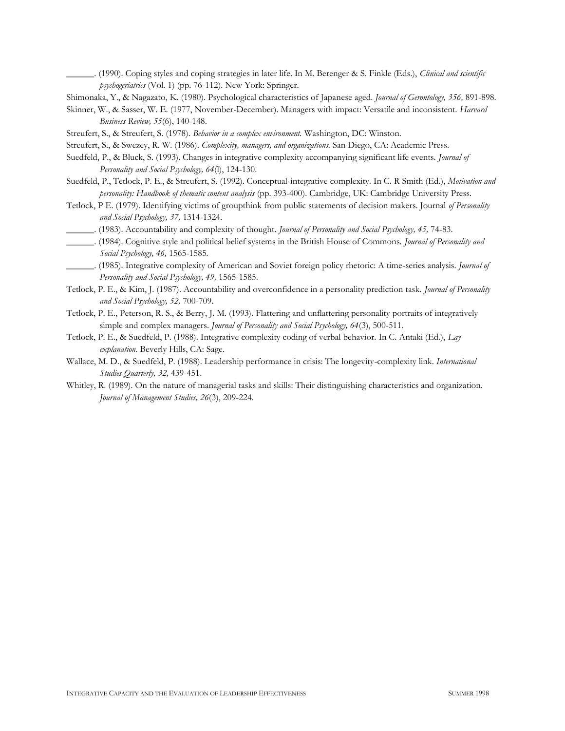______. (1990). Coping styles and coping strategies in later life. In M. Berenger & S. Finkle (Eds.), *Clinical and scientific psychogeriatrics* (Vol. 1) (pp. 76-112). New York: Springer.

Shimonaka, Y., & Nagazato, K. (1980). Psychological characteristics of Japanese aged. *Journal of Gerontology, 356,* 891-898.

Skinner, W., & Sasser, W. E. (1977, November-December). Managers with impact: Versatile and inconsistent. *Harvard Business Review, 55*(6), 140-148.

Streufert, S., & Streufert, S. (1978). *Behavior in a complex environment.* Washington, DC: Winston.

Streufert, S., & Swezey, R. W. (1986). *Complexity, managers, and organizations.* San Diego, CA: Academic Press.

Suedfeld, P., & Bluck, S. (1993). Changes in integrative complexity accompanying significant life events. *Journal of Personality and Social Psychology, 64*(l), 124-130.

Suedfeld, P., Tetlock, P. E., & Streufert, S. (1992). Conceptual-integrative complexity. In C. R Smith (Ed.), *Motivation and personality: Handbook of thematic content analysis* (pp. 393-400). Cambridge, UK: Cambridge University Press.

Tetlock, P E. (1979). Identifying victims of groupthink from public statements of decision makers. Journal *of Personality and Social Psychology, 37,* 1314-1324.

______. (1983). Accountability and complexity of thought. *Journal of Personality and Social Psychology, 45,* 74-83.

______. (1984). Cognitive style and political belief systems in the British House of Commons. *Journal of Personality and Social Psychology, 46,* 1565-1585.

______. (1985). Integrative complexity of American and Soviet foreign policy rhetoric: A time-series analysis. *Journal of Personality and Social Psychology, 49,* 1565-1585.

Tetlock, P. E., & Kim, J. (1987). Accountability and overconfidence in a personality prediction task. *Journal of Personality and Social Psychology, 52,* 700-709.

Tetlock, P. E., Peterson, R. S., & Berry, J. M. (1993). Flattering and unflattering personality portraits of integratively simple and complex managers. *Journal of Personality and Social Psychology, 64*(3), 500-511.

Tetlock, P. E., & Suedfeld, P. (1988). Integrative complexity coding of verbal behavior. In C. Antaki (Ed.), *Lay explanation.* Beverly Hills, CA: Sage.

Wallace, M. D., & Suedfeld, P. (1988). Leadership performance in crisis: The longevity-complexity link. *International Studies Quarterly, 32,* 439-451.

Whitley, R. (1989). On the nature of managerial tasks and skills: Their distinguishing characteristics and organization. *Journal of Management Studies, 26*(3), 209-224.